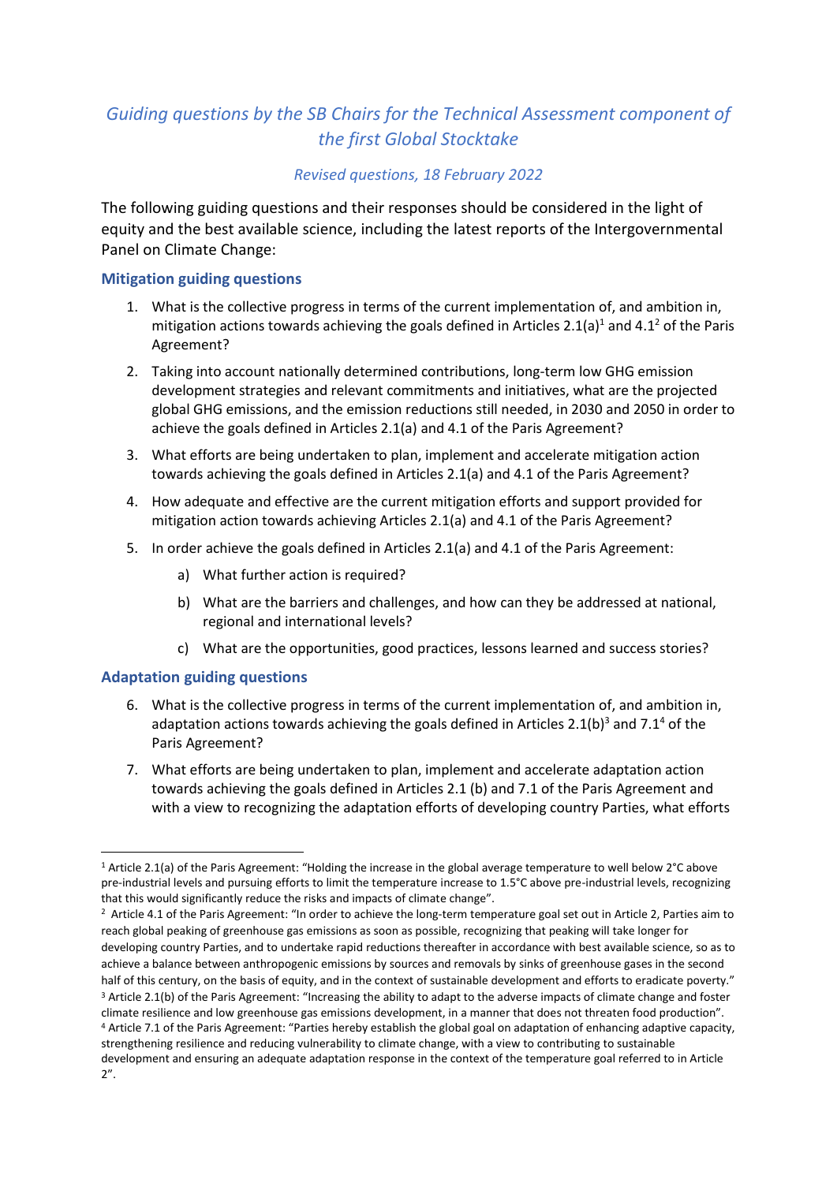# *Guiding questions by the SB Chairs for the Technical Assessment component of the first Global Stocktake*

*Revised questions, 18 February 2022*

The following guiding questions and their responses should be considered in the light of equity and the best available science, including the latest reports of the Intergovernmental Panel on Climate Change:

## Mitigation guiding questions

1. What is the collective progress in terms of the current implementation of, and ambition in, mitigation actions towards achieving the goals defined in Articles 2.1(a)[1] and 4.1[2] of the Paris Agreement?

2. Taking into account nationally determined contributions, long-term low GHG emission development strategies and relevant commitments and initiatives, what are the projected global GHG emissions, and the emission reductions still needed, in 2030 and 2050 in order to achieve the goals defined in Articles 2.1(a) and 4.1 of the Paris Agreement?

3. What efforts are being undertaken to plan, implement and accelerate mitigation action towards achieving the goals defined in Articles 2.1(a) and 4.1 of the Paris Agreement?

4. How adequate and effective are the current mitigation efforts and support provided for mitigation action towards achieving Articles 2.1(a) and 4.1 of the Paris Agreement?

5. In order achieve the goals defined in Articles 2.1(a) and 4.1 of the Paris Agreement:

   a) What further action is required?

   b) What are the barriers and challenges, and how can they be addressed at national, regional and international levels?

   c) What are the opportunities, good practices, lessons learned and success stories?

## Adaptation guiding questions

6. What is the collective progress in terms of the current implementation of, and ambition in, adaptation actions towards achieving the goals defined in Articles 2.1(b)[3] and 7.1[4] of the Paris Agreement?

7. What efforts are being undertaken to plan, implement and accelerate adaptation action towards achieving the goals defined in Articles 2.1 (b) and 7.1 of the Paris Agreement and with a view to recognizing the adaptation efforts of developing country Parties, what efforts

---

[1] Article 2.1(a) of the Paris Agreement: "Holding the increase in the global average temperature to well below 2°C above pre-industrial levels and pursuing efforts to limit the temperature increase to 1.5°C above pre-industrial levels, recognizing that this would significantly reduce the risks and impacts of climate change".

[2] Article 4.1 of the Paris Agreement: "In order to achieve the long-term temperature goal set out in Article 2, Parties aim to reach global peaking of greenhouse gas emissions as soon as possible, recognizing that peaking will take longer for developing country Parties, and to undertake rapid reductions thereafter in accordance with best available science, so as to achieve a balance between anthropogenic emissions by sources and removals by sinks of greenhouse gases in the second half of this century, on the basis of equity, and in the context of sustainable development and efforts to eradicate poverty."

[3] Article 2.1(b) of the Paris Agreement: "Increasing the ability to adapt to the adverse impacts of climate change and foster climate resilience and low greenhouse gas emissions development, in a manner that does not threaten food production".

[4] Article 7.1 of the Paris Agreement: "Parties hereby establish the global goal on adaptation of enhancing adaptive capacity, strengthening resilience and reducing vulnerability to climate change, with a view to contributing to sustainable development and ensuring an adequate adaptation response in the context of the temperature goal referred to in Article 2".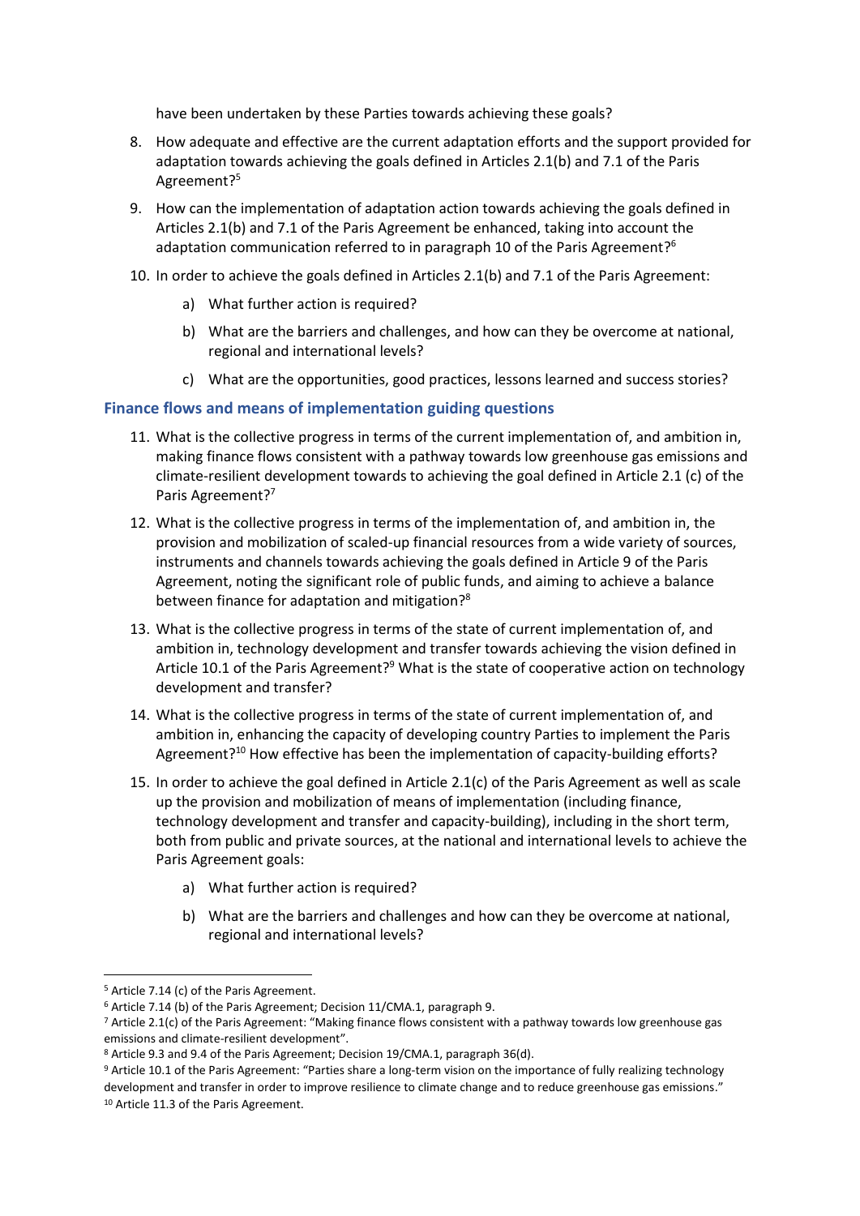have been undertaken by these Parties towards achieving these goals?

8. How adequate and effective are the current adaptation efforts and the support provided for adaptation towards achieving the goals defined in Articles 2.1(b) and 7.1 of the Paris Agreement?[5]
9. How can the implementation of adaptation action towards achieving the goals defined in Articles 2.1(b) and 7.1 of the Paris Agreement be enhanced, taking into account the adaptation communication referred to in paragraph 10 of the Paris Agreement?[6]
10. In order to achieve the goals defined in Articles 2.1(b) and 7.1 of the Paris Agreement:
    a) What further action is required?
    b) What are the barriers and challenges, and how can they be overcome at national, regional and international levels?
    c) What are the opportunities, good practices, lessons learned and success stories?

### Finance flows and means of implementation guiding questions

11. What is the collective progress in terms of the current implementation of, and ambition in, making finance flows consistent with a pathway towards low greenhouse gas emissions and climate-resilient development towards to achieving the goal defined in Article 2.1 (c) of the Paris Agreement?[7]
12. What is the collective progress in terms of the implementation of, and ambition in, the provision and mobilization of scaled-up financial resources from a wide variety of sources, instruments and channels towards achieving the goals defined in Article 9 of the Paris Agreement, noting the significant role of public funds, and aiming to achieve a balance between finance for adaptation and mitigation?[8]
13. What is the collective progress in terms of the state of current implementation of, and ambition in, technology development and transfer towards achieving the vision defined in Article 10.1 of the Paris Agreement?[9] What is the state of cooperative action on technology development and transfer?
14. What is the collective progress in terms of the state of current implementation of, and ambition in, enhancing the capacity of developing country Parties to implement the Paris Agreement?[10] How effective has been the implementation of capacity-building efforts?
15. In order to achieve the goal defined in Article 2.1(c) of the Paris Agreement as well as scale up the provision and mobilization of means of implementation (including finance, technology development and transfer and capacity-building), including in the short term, both from public and private sources, at the national and international levels to achieve the Paris Agreement goals:
    a) What further action is required?
    b) What are the barriers and challenges and how can they be overcome at national, regional and international levels?

---

[5] Article 7.14 (c) of the Paris Agreement.

[6] Article 7.14 (b) of the Paris Agreement; Decision 11/CMA.1, paragraph 9.

[7] Article 2.1(c) of the Paris Agreement: "Making finance flows consistent with a pathway towards low greenhouse gas emissions and climate-resilient development".

[8] Article 9.3 and 9.4 of the Paris Agreement; Decision 19/CMA.1, paragraph 36(d).

[9] Article 10.1 of the Paris Agreement: "Parties share a long-term vision on the importance of fully realizing technology development and transfer in order to improve resilience to climate change and to reduce greenhouse gas emissions."

[10] Article 11.3 of the Paris Agreement.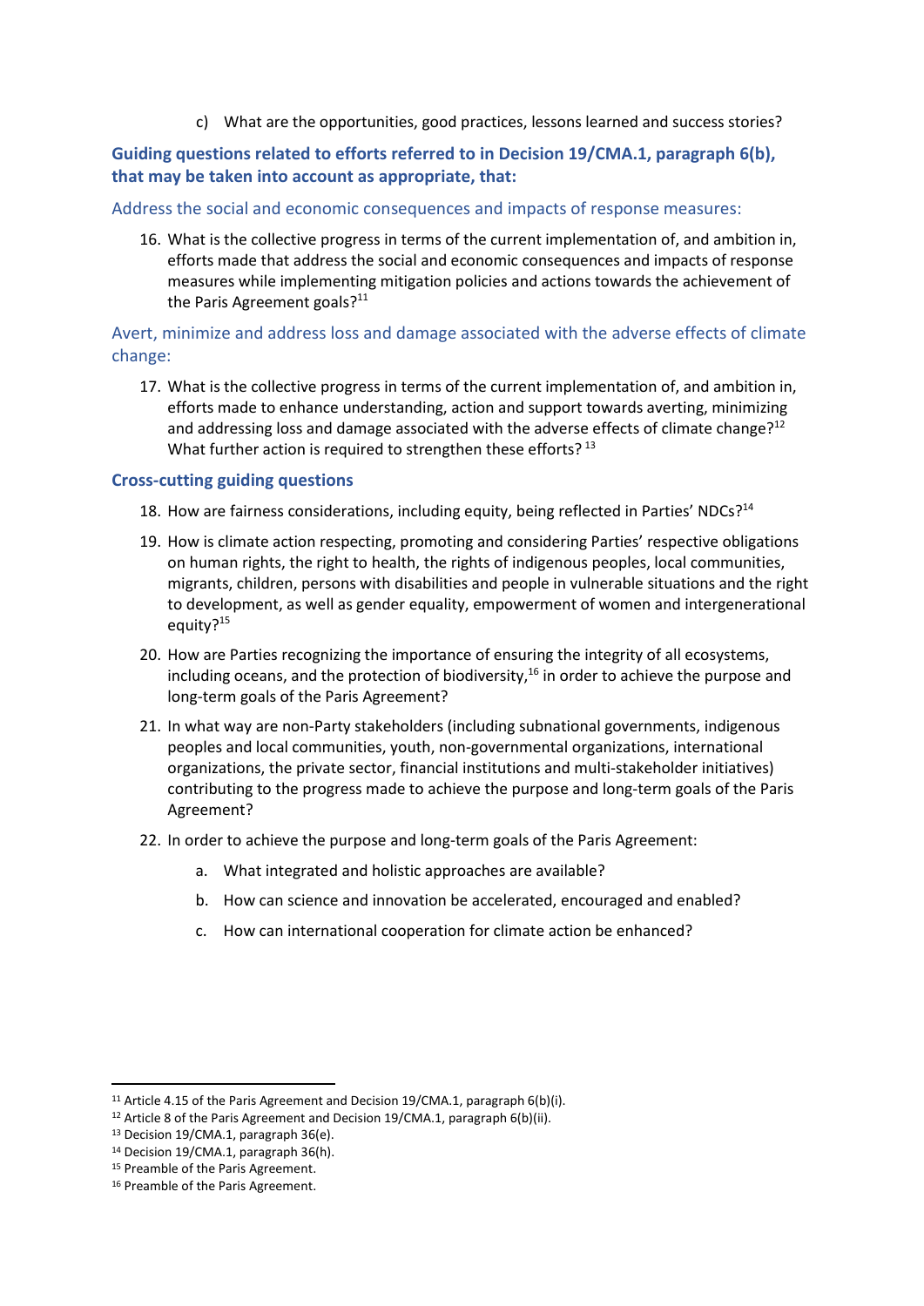c) What are the opportunities, good practices, lessons learned and success stories?

### Guiding questions related to efforts referred to in Decision 19/CMA.1, paragraph 6(b), that may be taken into account as appropriate, that:

#### Address the social and economic consequences and impacts of response measures:

16. What is the collective progress in terms of the current implementation of, and ambition in, efforts made that address the social and economic consequences and impacts of response measures while implementing mitigation policies and actions towards the achievement of the Paris Agreement goals?[11]

#### Avert, minimize and address loss and damage associated with the adverse effects of climate change:

17. What is the collective progress in terms of the current implementation of, and ambition in, efforts made to enhance understanding, action and support towards averting, minimizing and addressing loss and damage associated with the adverse effects of climate change?[12] What further action is required to strengthen these efforts? [13]

### Cross-cutting guiding questions

18. How are fairness considerations, including equity, being reflected in Parties' NDCs?[14]
19. How is climate action respecting, promoting and considering Parties' respective obligations on human rights, the right to health, the rights of indigenous peoples, local communities, migrants, children, persons with disabilities and people in vulnerable situations and the right to development, as well as gender equality, empowerment of women and intergenerational equity?[15]
20. How are Parties recognizing the importance of ensuring the integrity of all ecosystems, including oceans, and the protection of biodiversity,[16] in order to achieve the purpose and long-term goals of the Paris Agreement?
21. In what way are non-Party stakeholders (including subnational governments, indigenous peoples and local communities, youth, non-governmental organizations, international organizations, the private sector, financial institutions and multi-stakeholder initiatives) contributing to the progress made to achieve the purpose and long-term goals of the Paris Agreement?
22. In order to achieve the purpose and long-term goals of the Paris Agreement:
    a. What integrated and holistic approaches are available?
    b. How can science and innovation be accelerated, encouraged and enabled?
    c. How can international cooperation for climate action be enhanced?

---

[11] Article 4.15 of the Paris Agreement and Decision 19/CMA.1, paragraph 6(b)(i).
[12] Article 8 of the Paris Agreement and Decision 19/CMA.1, paragraph 6(b)(ii).
[13] Decision 19/CMA.1, paragraph 36(e).
[14] Decision 19/CMA.1, paragraph 36(h).
[15] Preamble of the Paris Agreement.
[16] Preamble of the Paris Agreement.